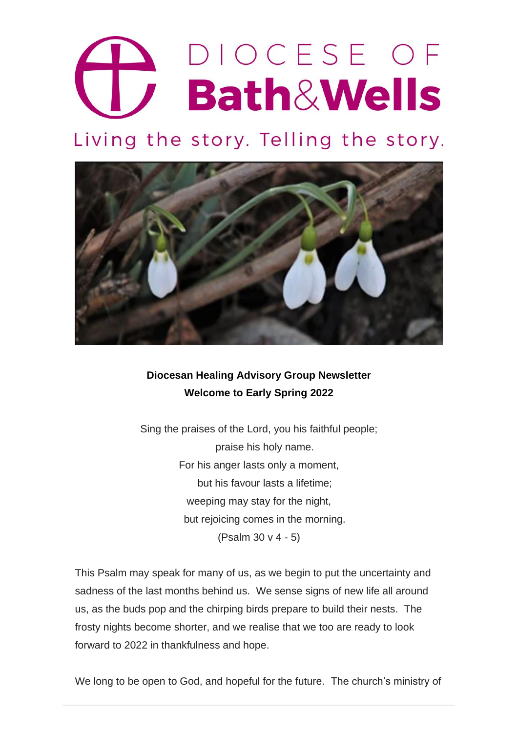DIOCESE OF **Bath&Wells**

Living the story. Telling the story.

**Diocesan Healing Advisory Group Newsletter**
**Welcome to Early Spring 2022**

Sing the praises of the Lord, you his faithful people;
praise his holy name.
For his anger lasts only a moment,
but his favour lasts a lifetime;
weeping may stay for the night,
but rejoicing comes in the morning.
(Psalm 30 v 4 - 5)

This Psalm may speak for many of us, as we begin to put the uncertainty and sadness of the last months behind us. We sense signs of new life all around us, as the buds pop and the chirping birds prepare to build their nests. The frosty nights become shorter, and we realise that we too are ready to look forward to 2022 in thankfulness and hope.

We long to be open to God, and hopeful for the future. The church's ministry of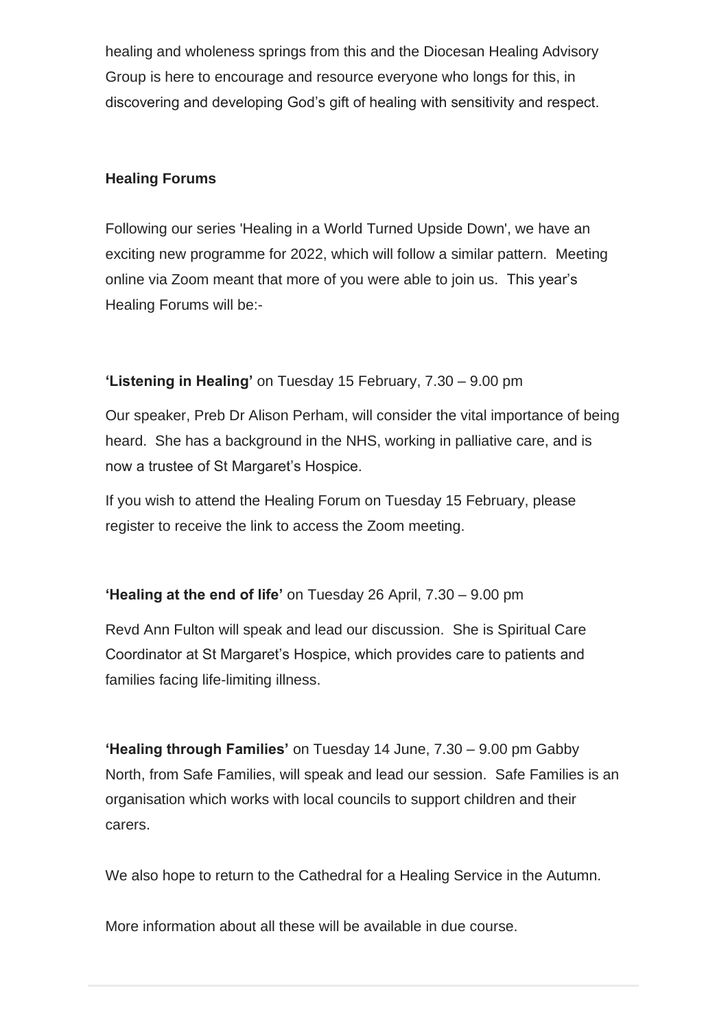healing and wholeness springs from this and the Diocesan Healing Advisory Group is here to encourage and resource everyone who longs for this, in discovering and developing God's gift of healing with sensitivity and respect.

**Healing Forums**

Following our series 'Healing in a World Turned Upside Down', we have an exciting new programme for 2022, which will follow a similar pattern. Meeting online via Zoom meant that more of you were able to join us. This year's Healing Forums will be:-

**'Listening in Healing'** on Tuesday 15 February, 7.30 – 9.00 pm

Our speaker, Preb Dr Alison Perham, will consider the vital importance of being heard. She has a background in the NHS, working in palliative care, and is now a trustee of St Margaret's Hospice.

If you wish to attend the Healing Forum on Tuesday 15 February, please register to receive the link to access the Zoom meeting.

**'Healing at the end of life'** on Tuesday 26 April, 7.30 – 9.00 pm

Revd Ann Fulton will speak and lead our discussion. She is Spiritual Care Coordinator at St Margaret's Hospice, which provides care to patients and families facing life-limiting illness.

**'Healing through Families'** on Tuesday 14 June, 7.30 – 9.00 pm Gabby North, from Safe Families, will speak and lead our session. Safe Families is an organisation which works with local councils to support children and their carers.

We also hope to return to the Cathedral for a Healing Service in the Autumn.

More information about all these will be available in due course.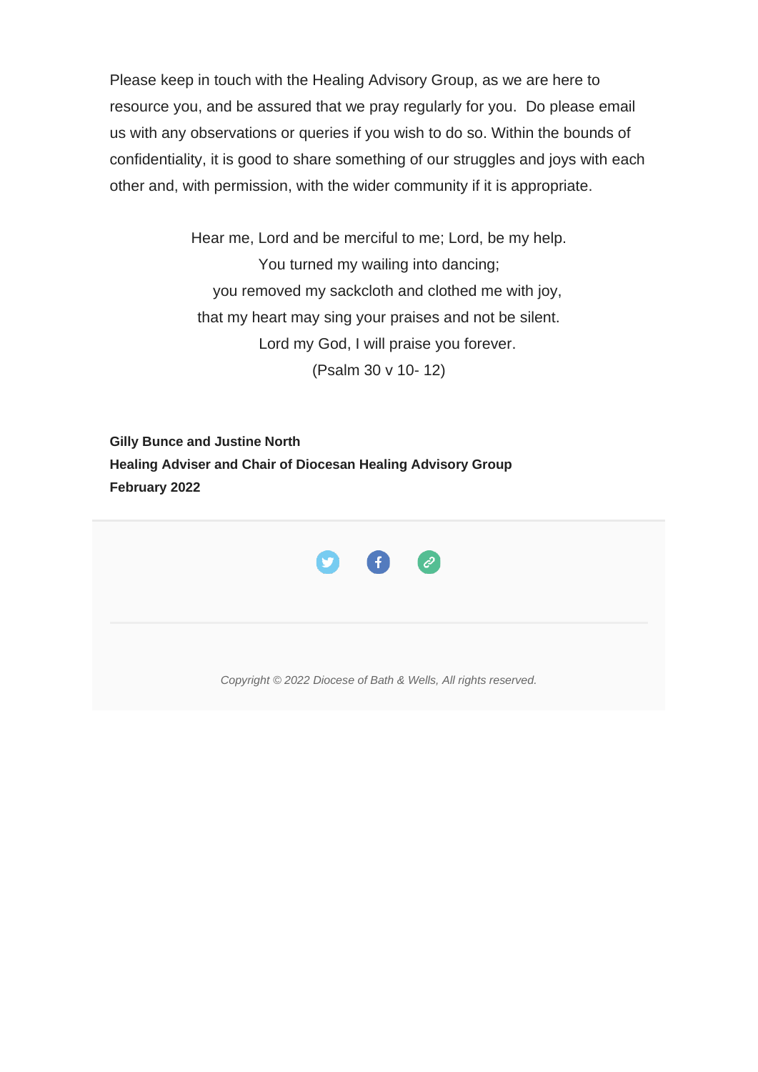Please keep in touch with the Healing Advisory Group, as we are here to resource you, and be assured that we pray regularly for you. Do please email us with any observations or queries if you wish to do so. Within the bounds of confidentiality, it is good to share something of our struggles and joys with each other and, with permission, with the wider community if it is appropriate.

Hear me, Lord and be merciful to me; Lord, be my help.
You turned my wailing into dancing;
you removed my sackcloth and clothed me with joy,
that my heart may sing your praises and not be silent.
Lord my God, I will praise you forever.
(Psalm 30 v 10- 12)

**Gilly Bunce and Justine North**
**Healing Adviser and Chair of Diocesan Healing Advisory Group**
**February 2022**

*Copyright © 2022 Diocese of Bath & Wells, All rights reserved.*